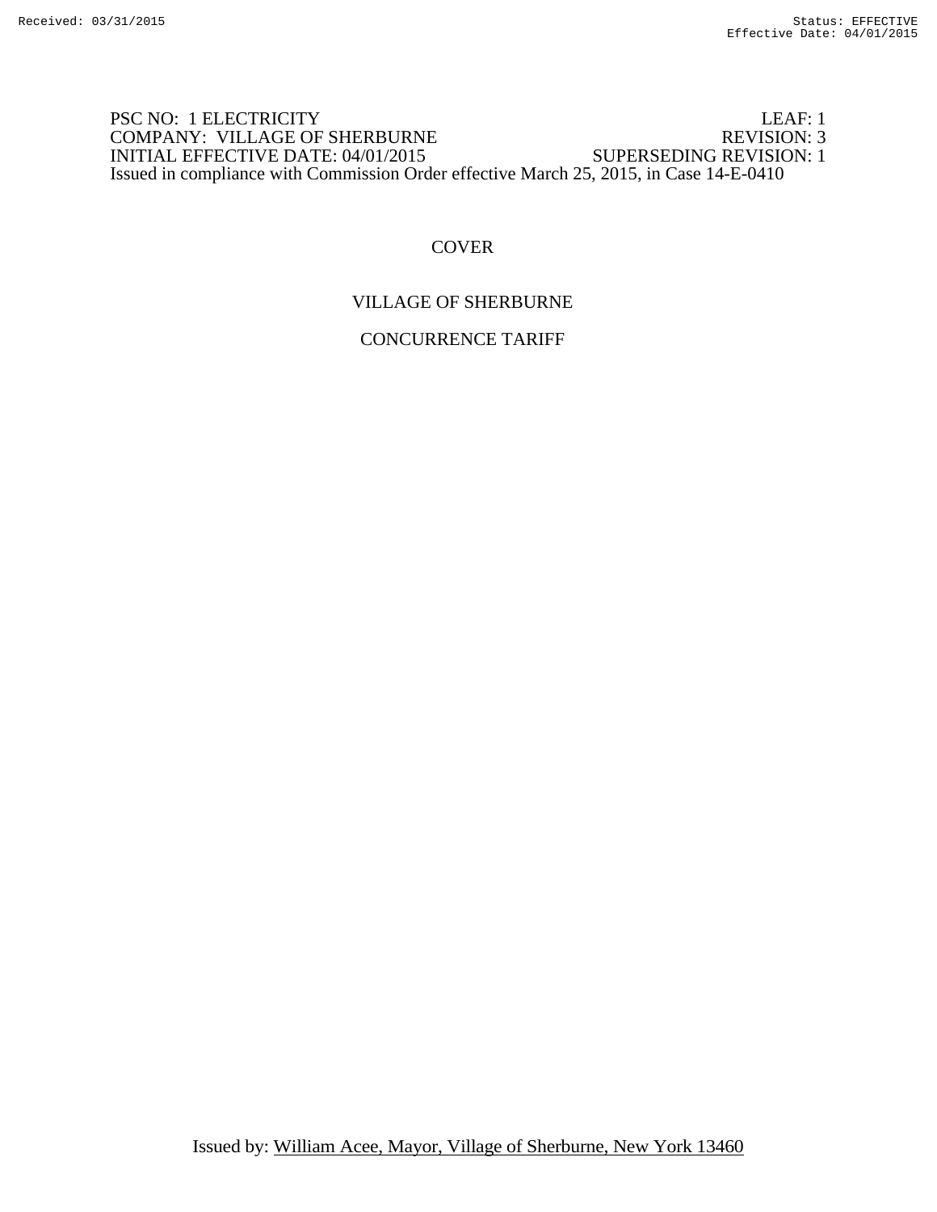PSC NO: 1 ELECTRICITY LEAF: 1
COMPANY: VILLAGE OF SHERBURNE REVISION: 3
INITIAL EFFECTIVE DATE: 04/01/2015 SUPERSEDING REVISION: 1
Issued in compliance with Commission Order effective March 25, 2015, in Case 14-E-0410

# COVER

## VILLAGE OF SHERBURNE

## CONCURRENCE TARIFF

Issued by: William Acee, Mayor, Village of Sherburne, New York 13460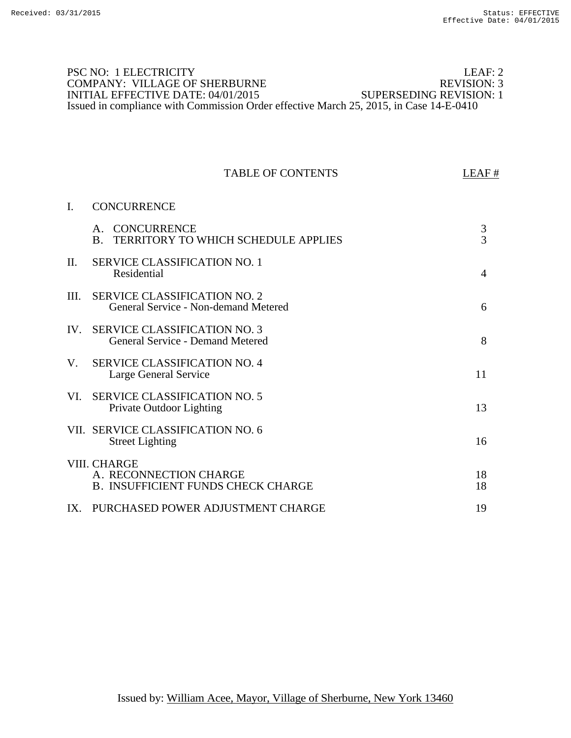PSC NO: 1 ELECTRICITY LEAF: 2
COMPANY: VILLAGE OF SHERBURNE REVISION: 3
INITIAL EFFECTIVE DATE: 04/01/2015 SUPERSEDING REVISION: 1
Issued in compliance with Commission Order effective March 25, 2015, in Case 14-E-0410

# TABLE OF CONTENTS

| | | LEAF # |
|---|---|---|
| I. | CONCURRENCE | |
| | A. CONCURRENCE | 3 |
| | B. TERRITORY TO WHICH SCHEDULE APPLIES | 3 |
| II. | SERVICE CLASSIFICATION NO. 1<br>Residential | 4 |
| III. | SERVICE CLASSIFICATION NO. 2<br>General Service - Non-demand Metered | 6 |
| IV. | SERVICE CLASSIFICATION NO. 3<br>General Service - Demand Metered | 8 |
| V. | SERVICE CLASSIFICATION NO. 4<br>Large General Service | 11 |
| VI. | SERVICE CLASSIFICATION NO. 5<br>Private Outdoor Lighting | 13 |
| VII. | SERVICE CLASSIFICATION NO. 6<br>Street Lighting | 16 |
| VIII. | CHARGE | |
| | A. RECONNECTION CHARGE | 18 |
| | B. INSUFFICIENT FUNDS CHECK CHARGE | 18 |
| IX. | PURCHASED POWER ADJUSTMENT CHARGE | 19 |

Issued by: William Acee, Mayor, Village of Sherburne, New York 13460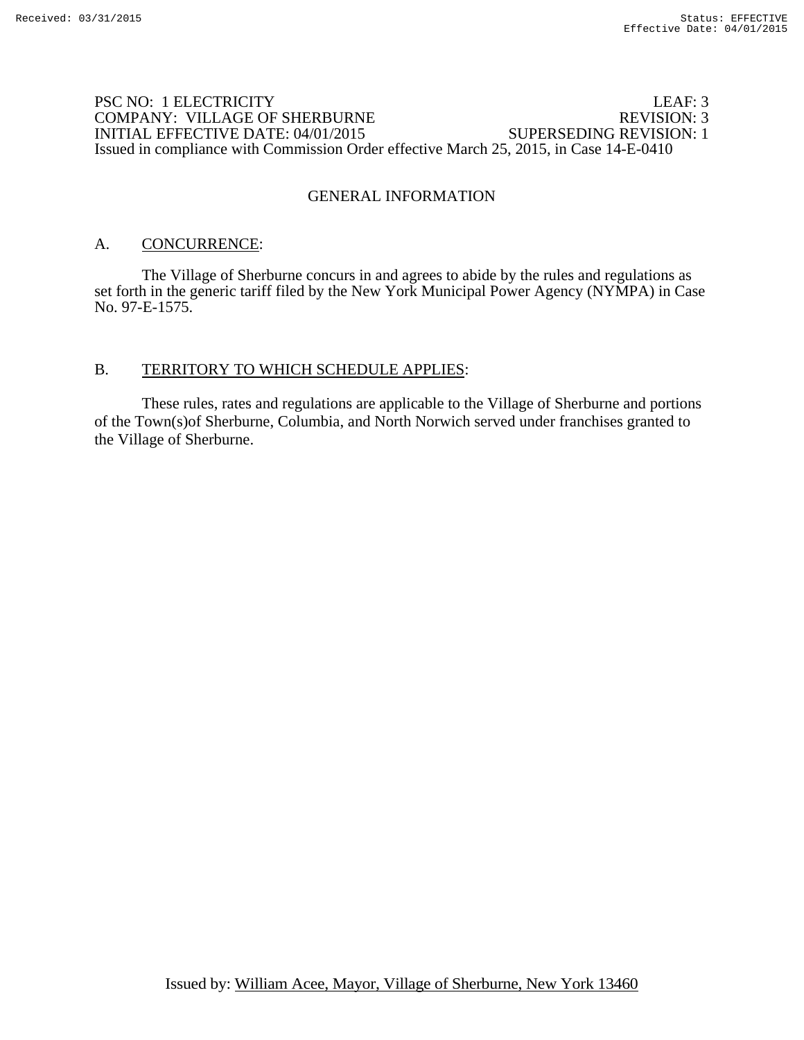PSC NO: 1 ELECTRICITY LEAF: 3
COMPANY: VILLAGE OF SHERBURNE REVISION: 3
INITIAL EFFECTIVE DATE: 04/01/2015 SUPERSEDING REVISION: 1
Issued in compliance with Commission Order effective March 25, 2015, in Case 14-E-0410

## GENERAL INFORMATION

A. CONCURRENCE:

The Village of Sherburne concurs in and agrees to abide by the rules and regulations as set forth in the generic tariff filed by the New York Municipal Power Agency (NYMPA) in Case No. 97-E-1575.

B. TERRITORY TO WHICH SCHEDULE APPLIES:

These rules, rates and regulations are applicable to the Village of Sherburne and portions of the Town(s)of Sherburne, Columbia, and North Norwich served under franchises granted to the Village of Sherburne.

Issued by: William Acee, Mayor, Village of Sherburne, New York 13460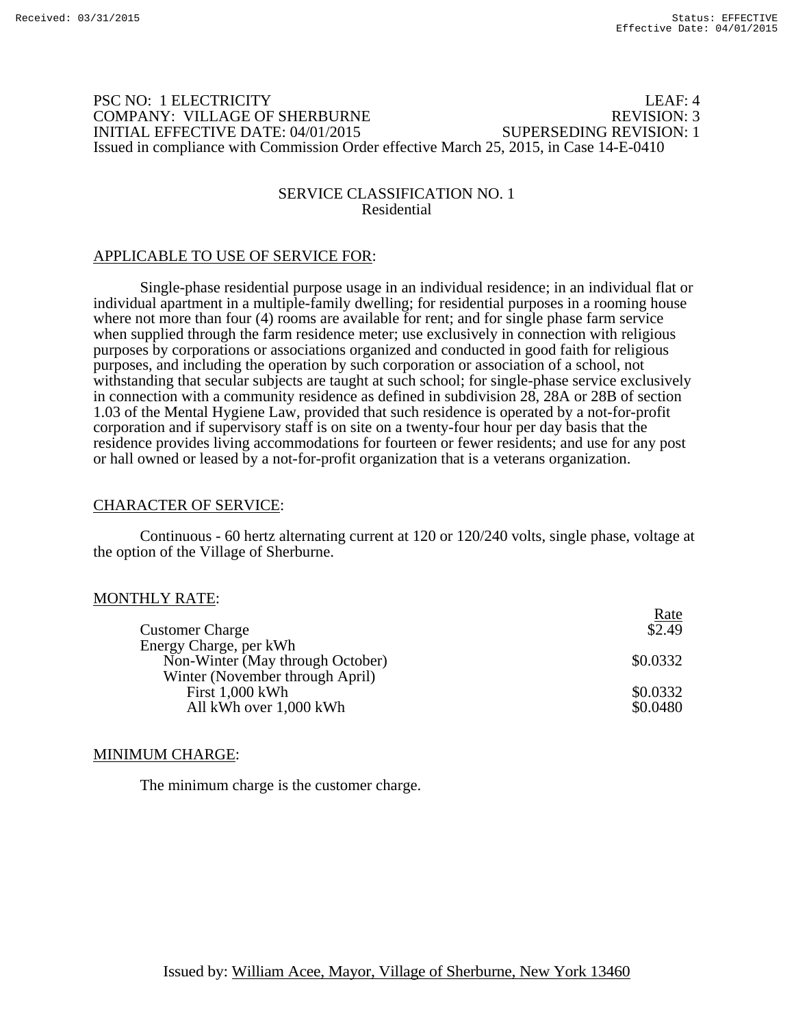PSC NO: 1 ELECTRICITY LEAF: 4
COMPANY: VILLAGE OF SHERBURNE REVISION: 3
INITIAL EFFECTIVE DATE: 04/01/2015 SUPERSEDING REVISION: 1
Issued in compliance with Commission Order effective March 25, 2015, in Case 14-E-0410

## SERVICE CLASSIFICATION NO. 1
### Residential

APPLICABLE TO USE OF SERVICE FOR:

Single-phase residential purpose usage in an individual residence; in an individual flat or individual apartment in a multiple-family dwelling; for residential purposes in a rooming house where not more than four (4) rooms are available for rent; and for single phase farm service when supplied through the farm residence meter; use exclusively in connection with religious purposes by corporations or associations organized and conducted in good faith for religious purposes, and including the operation by such corporation or association of a school, not withstanding that secular subjects are taught at such school; for single-phase service exclusively in connection with a community residence as defined in subdivision 28, 28A or 28B of section 1.03 of the Mental Hygiene Law, provided that such residence is operated by a not-for-profit corporation and if supervisory staff is on site on a twenty-four hour per day basis that the residence provides living accommodations for fourteen or fewer residents; and use for any post or hall owned or leased by a not-for-profit organization that is a veterans organization.

CHARACTER OF SERVICE:

Continuous - 60 hertz alternating current at 120 or 120/240 volts, single phase, voltage at the option of the Village of Sherburne.

MONTHLY RATE:

| | Rate |
|---|---|
| Customer Charge | $2.49 |
| Energy Charge, per kWh | |
| Non-Winter (May through October) | $0.0332 |
| Winter (November through April) | |
| First 1,000 kWh | $0.0332 |
| All kWh over 1,000 kWh | $0.0480 |

MINIMUM CHARGE:

The minimum charge is the customer charge.

Issued by: William Acee, Mayor, Village of Sherburne, New York 13460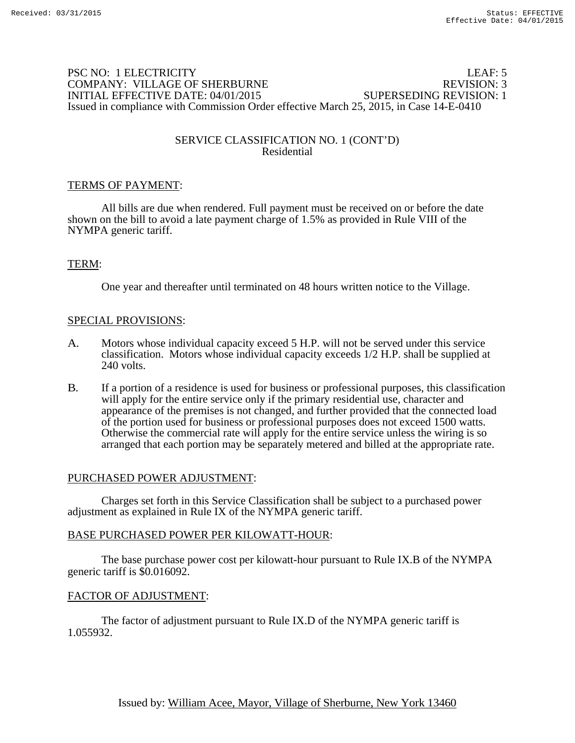PSC NO: 1 ELECTRICITY LEAF: 5
COMPANY: VILLAGE OF SHERBURNE REVISION: 3
INITIAL EFFECTIVE DATE: 04/01/2015 SUPERSEDING REVISION: 1
Issued in compliance with Commission Order effective March 25, 2015, in Case 14-E-0410

## SERVICE CLASSIFICATION NO. 1 (CONT'D)
### Residential

TERMS OF PAYMENT:

All bills are due when rendered. Full payment must be received on or before the date shown on the bill to avoid a late payment charge of 1.5% as provided in Rule VIII of the NYMPA generic tariff.

TERM:

One year and thereafter until terminated on 48 hours written notice to the Village.

SPECIAL PROVISIONS:

A. Motors whose individual capacity exceed 5 H.P. will not be served under this service classification. Motors whose individual capacity exceeds 1/2 H.P. shall be supplied at 240 volts.

B. If a portion of a residence is used for business or professional purposes, this classification will apply for the entire service only if the primary residential use, character and appearance of the premises is not changed, and further provided that the connected load of the portion used for business or professional purposes does not exceed 1500 watts. Otherwise the commercial rate will apply for the entire service unless the wiring is so arranged that each portion may be separately metered and billed at the appropriate rate.

PURCHASED POWER ADJUSTMENT:

Charges set forth in this Service Classification shall be subject to a purchased power adjustment as explained in Rule IX of the NYMPA generic tariff.

BASE PURCHASED POWER PER KILOWATT-HOUR:

The base purchase power cost per kilowatt-hour pursuant to Rule IX.B of the NYMPA generic tariff is $0.016092.

FACTOR OF ADJUSTMENT:

The factor of adjustment pursuant to Rule IX.D of the NYMPA generic tariff is 1.055932.

Issued by: William Acee, Mayor, Village of Sherburne, New York 13460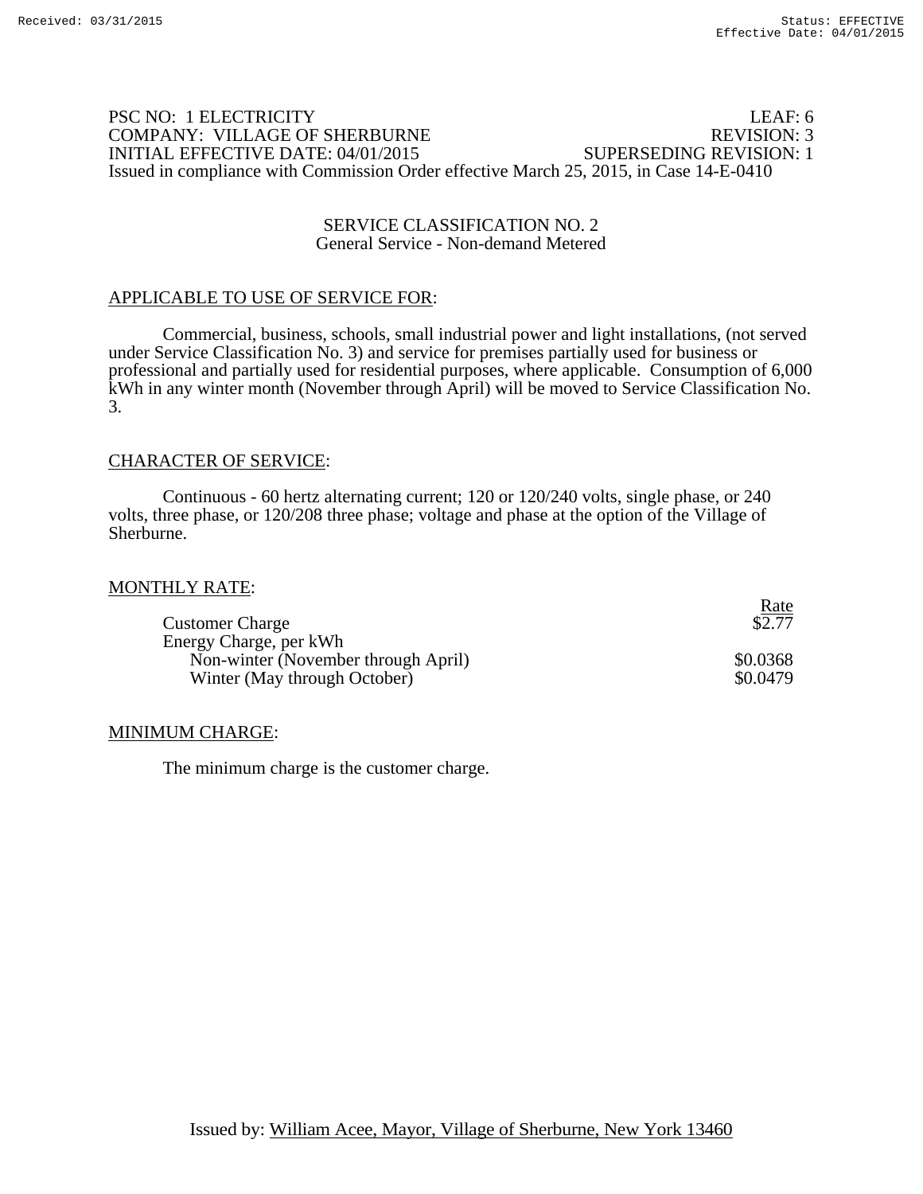PSC NO: 1 ELECTRICITY LEAF: 6
COMPANY: VILLAGE OF SHERBURNE REVISION: 3
INITIAL EFFECTIVE DATE: 04/01/2015 SUPERSEDING REVISION: 1
Issued in compliance with Commission Order effective March 25, 2015, in Case 14-E-0410

## SERVICE CLASSIFICATION NO. 2
### General Service - Non-demand Metered

APPLICABLE TO USE OF SERVICE FOR:

Commercial, business, schools, small industrial power and light installations, (not served under Service Classification No. 3) and service for premises partially used for business or professional and partially used for residential purposes, where applicable. Consumption of 6,000 kWh in any winter month (November through April) will be moved to Service Classification No. 3.

CHARACTER OF SERVICE:

Continuous - 60 hertz alternating current; 120 or 120/240 volts, single phase, or 240 volts, three phase, or 120/208 three phase; voltage and phase at the option of the Village of Sherburne.

MONTHLY RATE:

| | Rate |
|---|---|
| Customer Charge | $2.77 |
| Energy Charge, per kWh | |
| Non-winter (November through April) | $0.0368 |
| Winter (May through October) | $0.0479 |

MINIMUM CHARGE:

The minimum charge is the customer charge.

Issued by: William Acee, Mayor, Village of Sherburne, New York 13460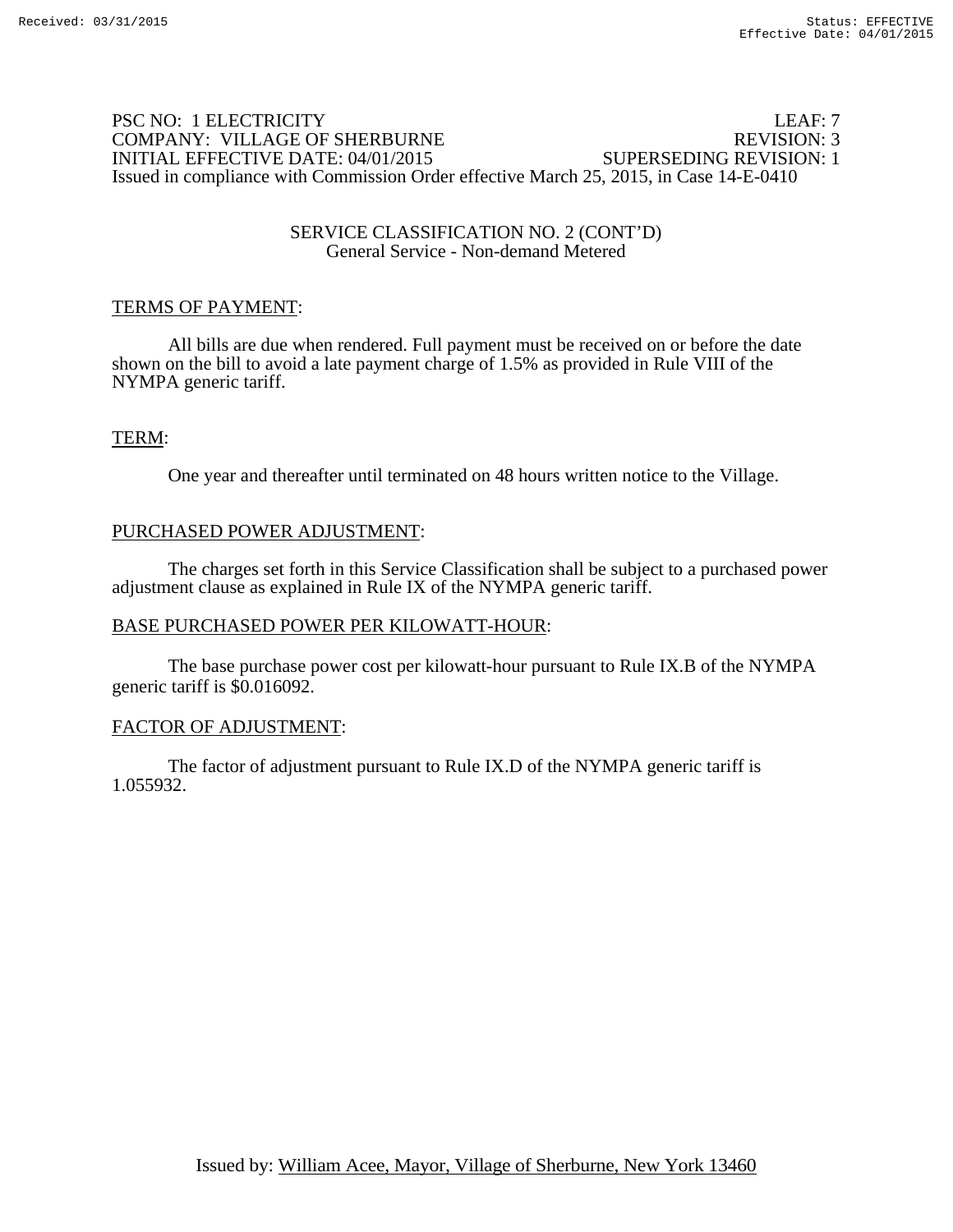PSC NO: 1 ELECTRICITY LEAF: 7
COMPANY: VILLAGE OF SHERBURNE REVISION: 3
INITIAL EFFECTIVE DATE: 04/01/2015 SUPERSEDING REVISION: 1
Issued in compliance with Commission Order effective March 25, 2015, in Case 14-E-0410

SERVICE CLASSIFICATION NO. 2 (CONT'D)
General Service - Non-demand Metered

TERMS OF PAYMENT:

All bills are due when rendered. Full payment must be received on or before the date shown on the bill to avoid a late payment charge of 1.5% as provided in Rule VIII of the NYMPA generic tariff.

TERM:

One year and thereafter until terminated on 48 hours written notice to the Village.

PURCHASED POWER ADJUSTMENT:

The charges set forth in this Service Classification shall be subject to a purchased power adjustment clause as explained in Rule IX of the NYMPA generic tariff.

BASE PURCHASED POWER PER KILOWATT-HOUR:

The base purchase power cost per kilowatt-hour pursuant to Rule IX.B of the NYMPA generic tariff is $0.016092.

FACTOR OF ADJUSTMENT:

The factor of adjustment pursuant to Rule IX.D of the NYMPA generic tariff is 1.055932.

Issued by: William Acee, Mayor, Village of Sherburne, New York 13460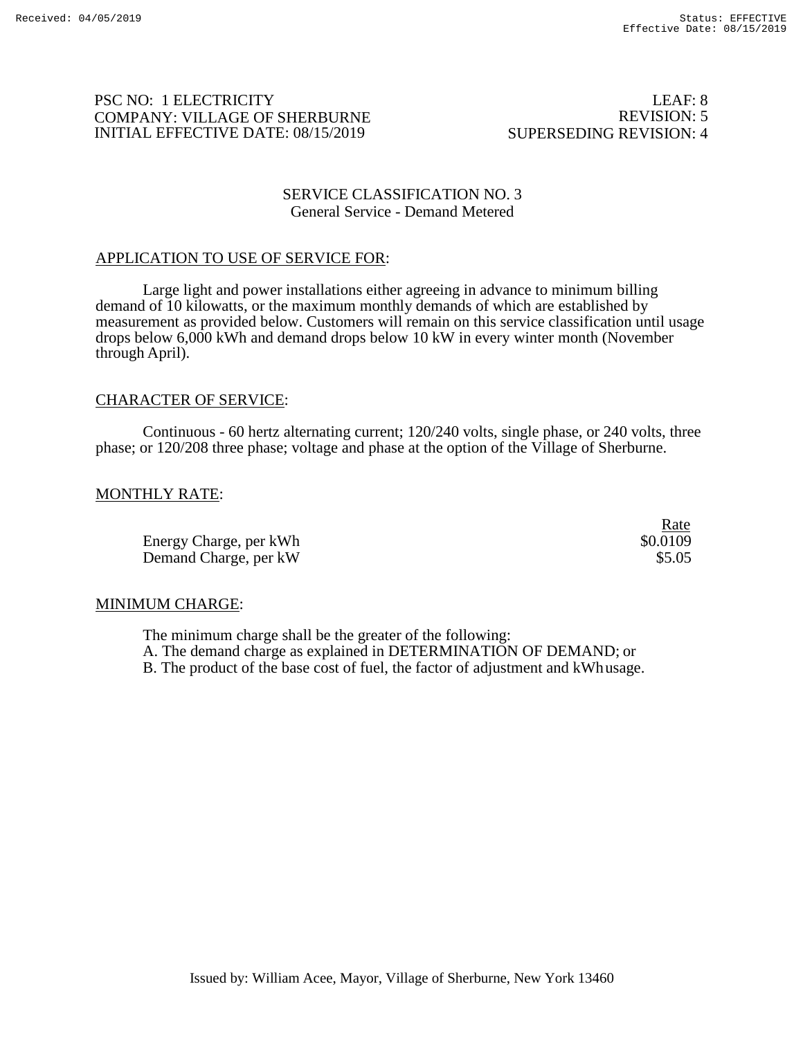PSC NO: 1 ELECTRICITY
COMPANY: VILLAGE OF SHERBURNE
INITIAL EFFECTIVE DATE: 08/15/2019

LEAF: 8
REVISION: 5
SUPERSEDING REVISION: 4

## SERVICE CLASSIFICATION NO. 3
### General Service - Demand Metered

APPLICATION TO USE OF SERVICE FOR:

Large light and power installations either agreeing in advance to minimum billing demand of 10 kilowatts, or the maximum monthly demands of which are established by measurement as provided below. Customers will remain on this service classification until usage drops below 6,000 kWh and demand drops below 10 kW in every winter month (November through April).

CHARACTER OF SERVICE:

Continuous - 60 hertz alternating current; 120/240 volts, single phase, or 240 volts, three phase; or 120/208 three phase; voltage and phase at the option of the Village of Sherburne.

MONTHLY RATE:

| | Rate |
|---|---|
| Energy Charge, per kWh | $0.0109 |
| Demand Charge, per kW | $5.05 |

MINIMUM CHARGE:

The minimum charge shall be the greater of the following:
A. The demand charge as explained in DETERMINATION OF DEMAND; or
B. The product of the base cost of fuel, the factor of adjustment and kWh usage.

Issued by: William Acee, Mayor, Village of Sherburne, New York 13460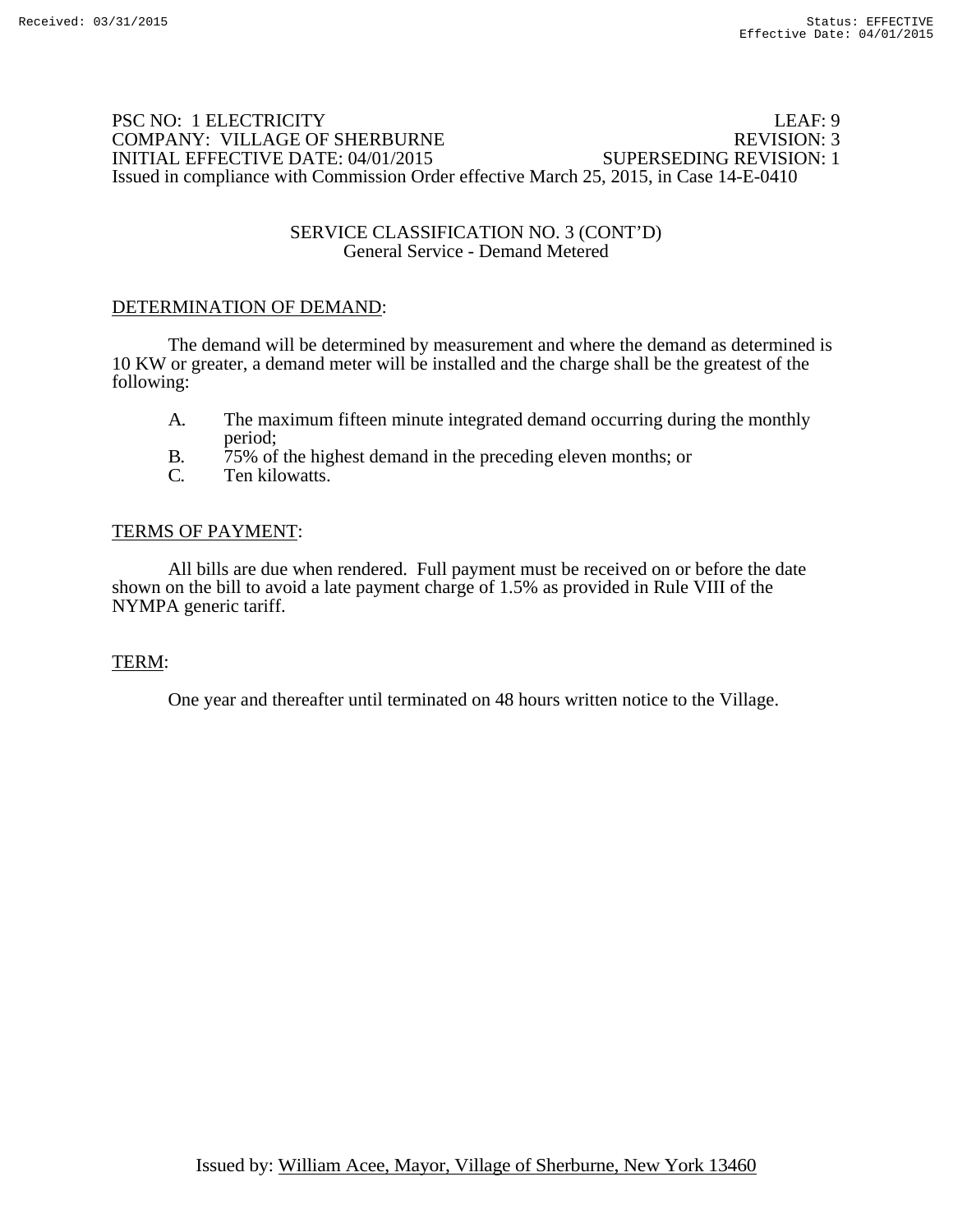PSC NO: 1 ELECTRICITY LEAF: 9
COMPANY: VILLAGE OF SHERBURNE REVISION: 3
INITIAL EFFECTIVE DATE: 04/01/2015 SUPERSEDING REVISION: 1
Issued in compliance with Commission Order effective March 25, 2015, in Case 14-E-0410

SERVICE CLASSIFICATION NO. 3 (CONT'D)
General Service - Demand Metered

DETERMINATION OF DEMAND:

The demand will be determined by measurement and where the demand as determined is 10 KW or greater, a demand meter will be installed and the charge shall be the greatest of the following:

A. The maximum fifteen minute integrated demand occurring during the monthly period;
B. 75% of the highest demand in the preceding eleven months; or
C. Ten kilowatts.

TERMS OF PAYMENT:

All bills are due when rendered. Full payment must be received on or before the date shown on the bill to avoid a late payment charge of 1.5% as provided in Rule VIII of the NYMPA generic tariff.

TERM:

One year and thereafter until terminated on 48 hours written notice to the Village.

Issued by: William Acee, Mayor, Village of Sherburne, New York 13460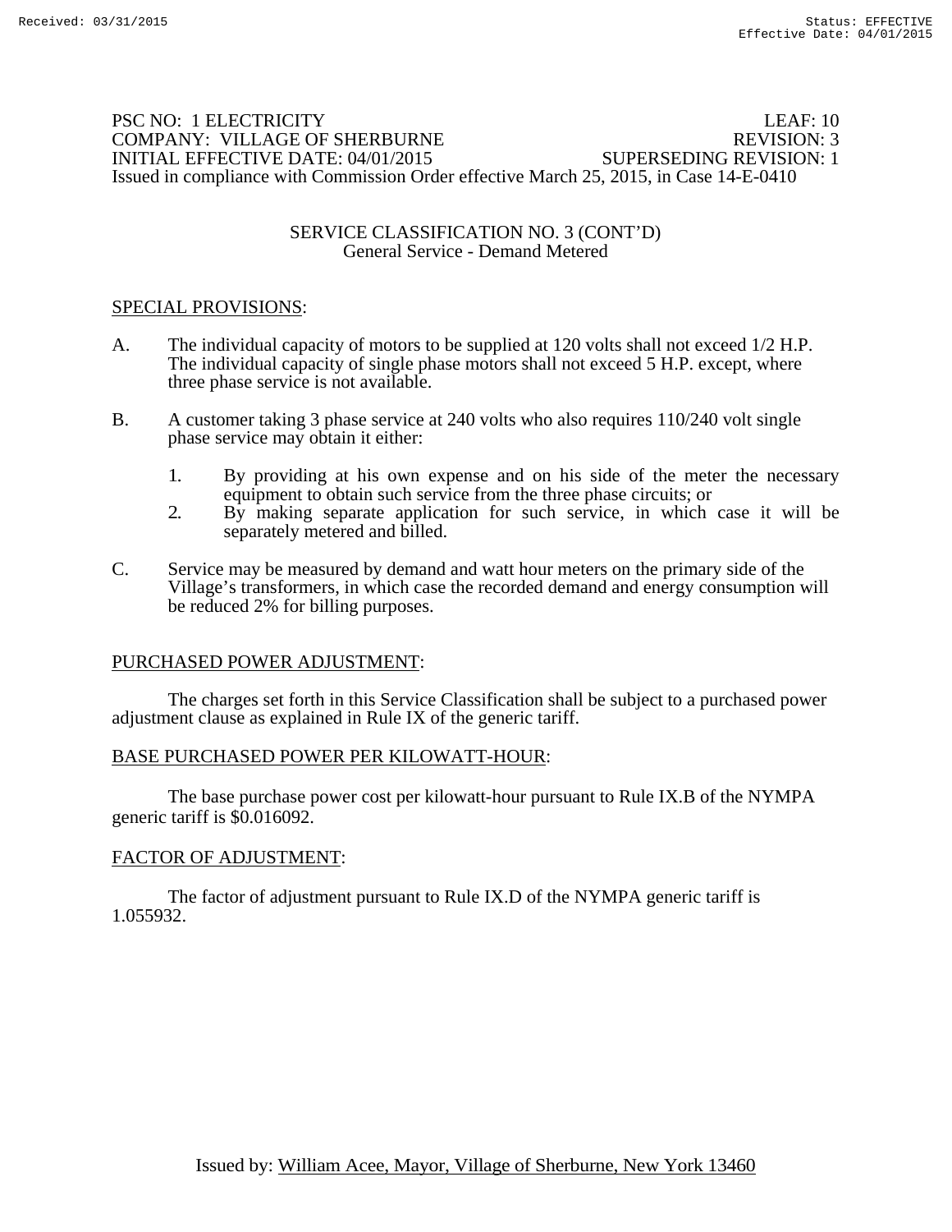PSC NO: 1 ELECTRICITY LEAF: 10
COMPANY: VILLAGE OF SHERBURNE REVISION: 3
INITIAL EFFECTIVE DATE: 04/01/2015 SUPERSEDING REVISION: 1
Issued in compliance with Commission Order effective March 25, 2015, in Case 14-E-0410

## SERVICE CLASSIFICATION NO. 3 (CONT'D)
### General Service - Demand Metered

SPECIAL PROVISIONS:

A. The individual capacity of motors to be supplied at 120 volts shall not exceed 1/2 H.P. The individual capacity of single phase motors shall not exceed 5 H.P. except, where three phase service is not available.

B. A customer taking 3 phase service at 240 volts who also requires 110/240 volt single phase service may obtain it either:

1. By providing at his own expense and on his side of the meter the necessary equipment to obtain such service from the three phase circuits; or
2. By making separate application for such service, in which case it will be separately metered and billed.

C. Service may be measured by demand and watt hour meters on the primary side of the Village's transformers, in which case the recorded demand and energy consumption will be reduced 2% for billing purposes.

PURCHASED POWER ADJUSTMENT:

The charges set forth in this Service Classification shall be subject to a purchased power adjustment clause as explained in Rule IX of the generic tariff.

BASE PURCHASED POWER PER KILOWATT-HOUR:

The base purchase power cost per kilowatt-hour pursuant to Rule IX.B of the NYMPA generic tariff is $0.016092.

FACTOR OF ADJUSTMENT:

The factor of adjustment pursuant to Rule IX.D of the NYMPA generic tariff is 1.055932.

Issued by: William Acee, Mayor, Village of Sherburne, New York 13460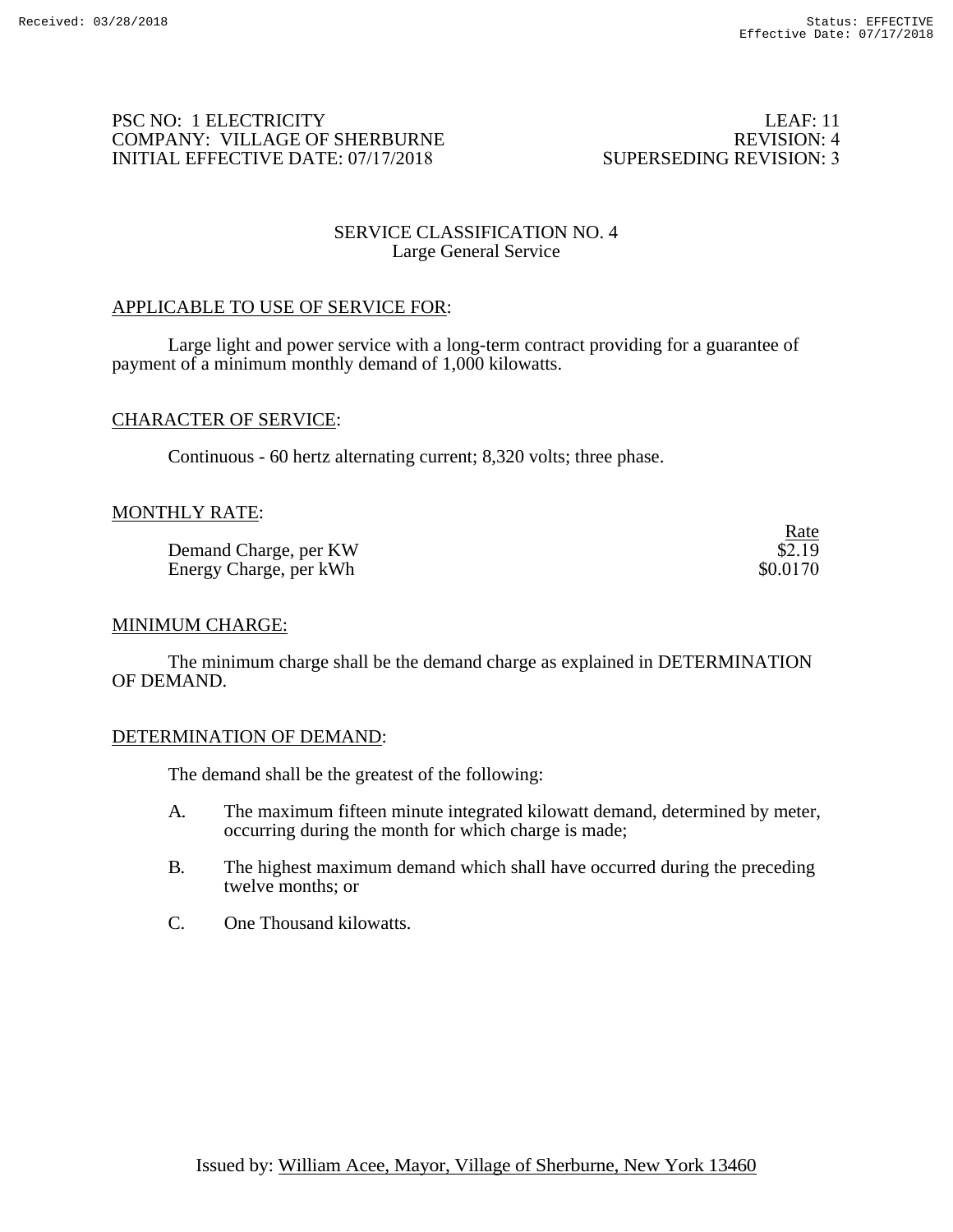PSC NO: 1 ELECTRICITY LEAF: 11
COMPANY: VILLAGE OF SHERBURNE REVISION: 4
INITIAL EFFECTIVE DATE: 07/17/2018 SUPERSEDING REVISION: 3

## SERVICE CLASSIFICATION NO. 4
### Large General Service

APPLICABLE TO USE OF SERVICE FOR:

Large light and power service with a long-term contract providing for a guarantee of payment of a minimum monthly demand of 1,000 kilowatts.

CHARACTER OF SERVICE:

Continuous - 60 hertz alternating current; 8,320 volts; three phase.

MONTHLY RATE:

| | Rate |
|---|---|
| Demand Charge, per KW | $2.19 |
| Energy Charge, per kWh | $0.0170 |

MINIMUM CHARGE:

The minimum charge shall be the demand charge as explained in DETERMINATION OF DEMAND.

DETERMINATION OF DEMAND:

The demand shall be the greatest of the following:

A. The maximum fifteen minute integrated kilowatt demand, determined by meter, occurring during the month for which charge is made;

B. The highest maximum demand which shall have occurred during the preceding twelve months; or

C. One Thousand kilowatts.

Issued by: William Acee, Mayor, Village of Sherburne, New York 13460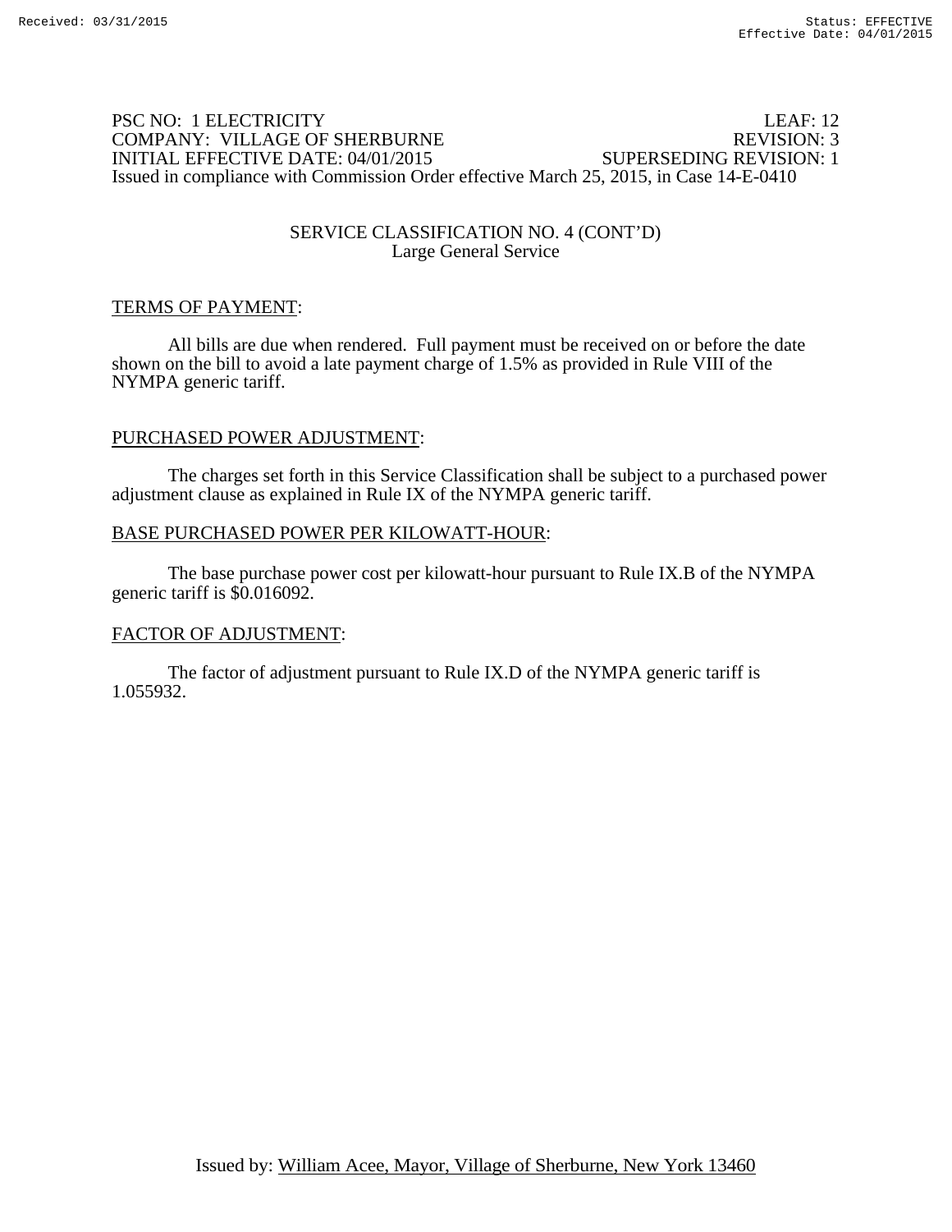PSC NO: 1 ELECTRICITY LEAF: 12
COMPANY: VILLAGE OF SHERBURNE REVISION: 3
INITIAL EFFECTIVE DATE: 04/01/2015 SUPERSEDING REVISION: 1
Issued in compliance with Commission Order effective March 25, 2015, in Case 14-E-0410

SERVICE CLASSIFICATION NO. 4 (CONT'D)
Large General Service

TERMS OF PAYMENT:

All bills are due when rendered. Full payment must be received on or before the date shown on the bill to avoid a late payment charge of 1.5% as provided in Rule VIII of the NYMPA generic tariff.

PURCHASED POWER ADJUSTMENT:

The charges set forth in this Service Classification shall be subject to a purchased power adjustment clause as explained in Rule IX of the NYMPA generic tariff.

BASE PURCHASED POWER PER KILOWATT-HOUR:

The base purchase power cost per kilowatt-hour pursuant to Rule IX.B of the NYMPA generic tariff is $0.016092.

FACTOR OF ADJUSTMENT:

The factor of adjustment pursuant to Rule IX.D of the NYMPA generic tariff is 1.055932.

Issued by: William Acee, Mayor, Village of Sherburne, New York 13460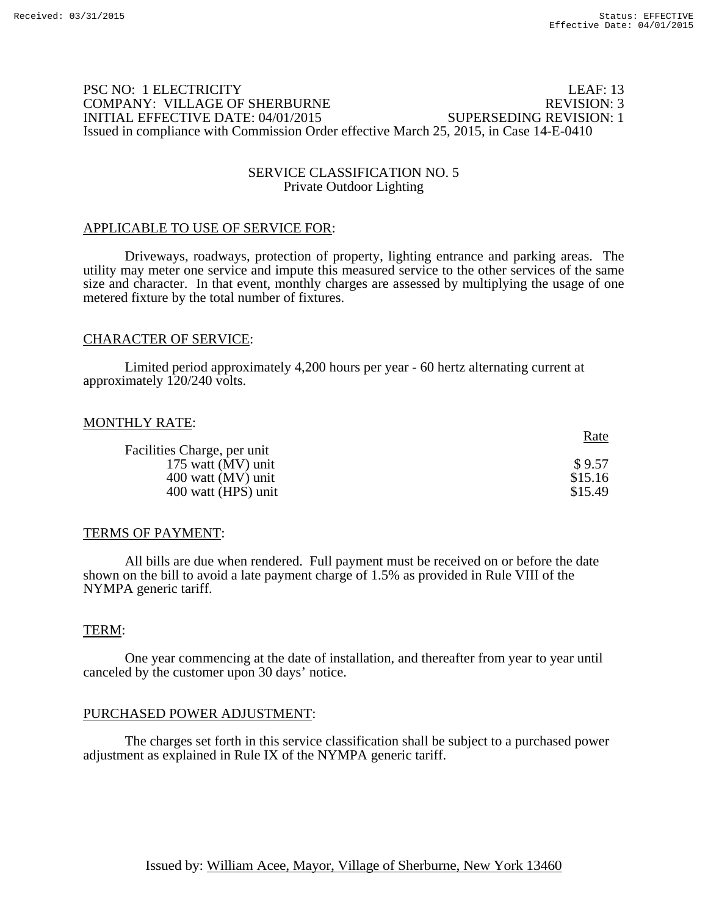PSC NO: 1 ELECTRICITY LEAF: 13
COMPANY: VILLAGE OF SHERBURNE REVISION: 3
INITIAL EFFECTIVE DATE: 04/01/2015 SUPERSEDING REVISION: 1
Issued in compliance with Commission Order effective March 25, 2015, in Case 14-E-0410

## SERVICE CLASSIFICATION NO. 5
### Private Outdoor Lighting

APPLICABLE TO USE OF SERVICE FOR:

Driveways, roadways, protection of property, lighting entrance and parking areas. The utility may meter one service and impute this measured service to the other services of the same size and character. In that event, monthly charges are assessed by multiplying the usage of one metered fixture by the total number of fixtures.

CHARACTER OF SERVICE:

Limited period approximately 4,200 hours per year - 60 hertz alternating current at approximately 120/240 volts.

MONTHLY RATE:

| | Rate |
|---|---|
| Facilities Charge, per unit | |
| 175 watt (MV) unit | $ 9.57 |
| 400 watt (MV) unit | $15.16 |
| 400 watt (HPS) unit | $15.49 |

TERMS OF PAYMENT:

All bills are due when rendered. Full payment must be received on or before the date shown on the bill to avoid a late payment charge of 1.5% as provided in Rule VIII of the NYMPA generic tariff.

TERM:

One year commencing at the date of installation, and thereafter from year to year until canceled by the customer upon 30 days' notice.

PURCHASED POWER ADJUSTMENT:

The charges set forth in this service classification shall be subject to a purchased power adjustment as explained in Rule IX of the NYMPA generic tariff.

Issued by: William Acee, Mayor, Village of Sherburne, New York 13460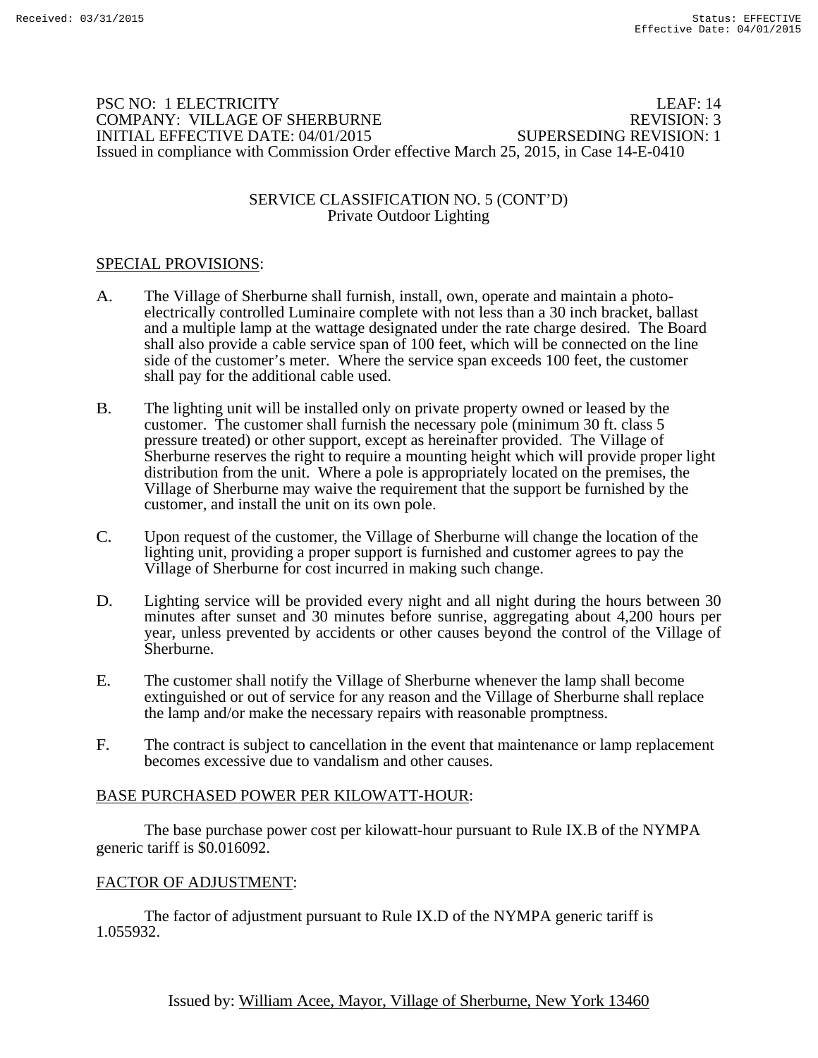PSC NO: 1 ELECTRICITY LEAF: 14
COMPANY: VILLAGE OF SHERBURNE REVISION: 3
INITIAL EFFECTIVE DATE: 04/01/2015 SUPERSEDING REVISION: 1
Issued in compliance with Commission Order effective March 25, 2015, in Case 14-E-0410

SERVICE CLASSIFICATION NO. 5 (CONT'D)
Private Outdoor Lighting

SPECIAL PROVISIONS:

A. The Village of Sherburne shall furnish, install, own, operate and maintain a photo-electrically controlled Luminaire complete with not less than a 30 inch bracket, ballast and a multiple lamp at the wattage designated under the rate charge desired. The Board shall also provide a cable service span of 100 feet, which will be connected on the line side of the customer's meter. Where the service span exceeds 100 feet, the customer shall pay for the additional cable used.

B. The lighting unit will be installed only on private property owned or leased by the customer. The customer shall furnish the necessary pole (minimum 30 ft. class 5 pressure treated) or other support, except as hereinafter provided. The Village of Sherburne reserves the right to require a mounting height which will provide proper light distribution from the unit. Where a pole is appropriately located on the premises, the Village of Sherburne may waive the requirement that the support be furnished by the customer, and install the unit on its own pole.

C. Upon request of the customer, the Village of Sherburne will change the location of the lighting unit, providing a proper support is furnished and customer agrees to pay the Village of Sherburne for cost incurred in making such change.

D. Lighting service will be provided every night and all night during the hours between 30 minutes after sunset and 30 minutes before sunrise, aggregating about 4,200 hours per year, unless prevented by accidents or other causes beyond the control of the Village of Sherburne.

E. The customer shall notify the Village of Sherburne whenever the lamp shall become extinguished or out of service for any reason and the Village of Sherburne shall replace the lamp and/or make the necessary repairs with reasonable promptness.

F. The contract is subject to cancellation in the event that maintenance or lamp replacement becomes excessive due to vandalism and other causes.

BASE PURCHASED POWER PER KILOWATT-HOUR:

The base purchase power cost per kilowatt-hour pursuant to Rule IX.B of the NYMPA generic tariff is $0.016092.

FACTOR OF ADJUSTMENT:

The factor of adjustment pursuant to Rule IX.D of the NYMPA generic tariff is 1.055932.

Issued by: William Acee, Mayor, Village of Sherburne, New York 13460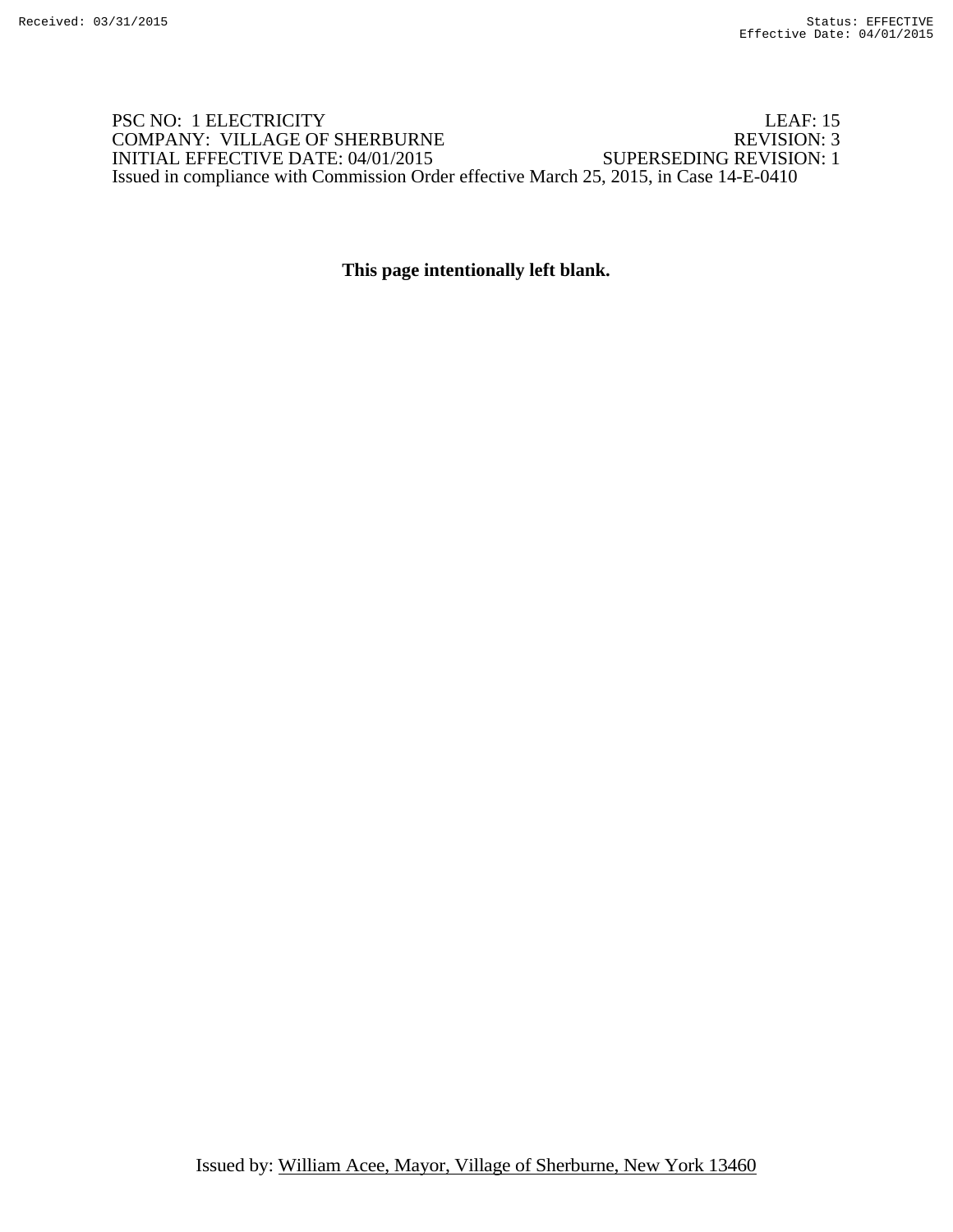PSC NO: 1 ELECTRICITY LEAF: 15
COMPANY: VILLAGE OF SHERBURNE REVISION: 3
INITIAL EFFECTIVE DATE: 04/01/2015 SUPERSEDING REVISION: 1
Issued in compliance with Commission Order effective March 25, 2015, in Case 14-E-0410

**This page intentionally left blank.**

Issued by: William Acee, Mayor, Village of Sherburne, New York 13460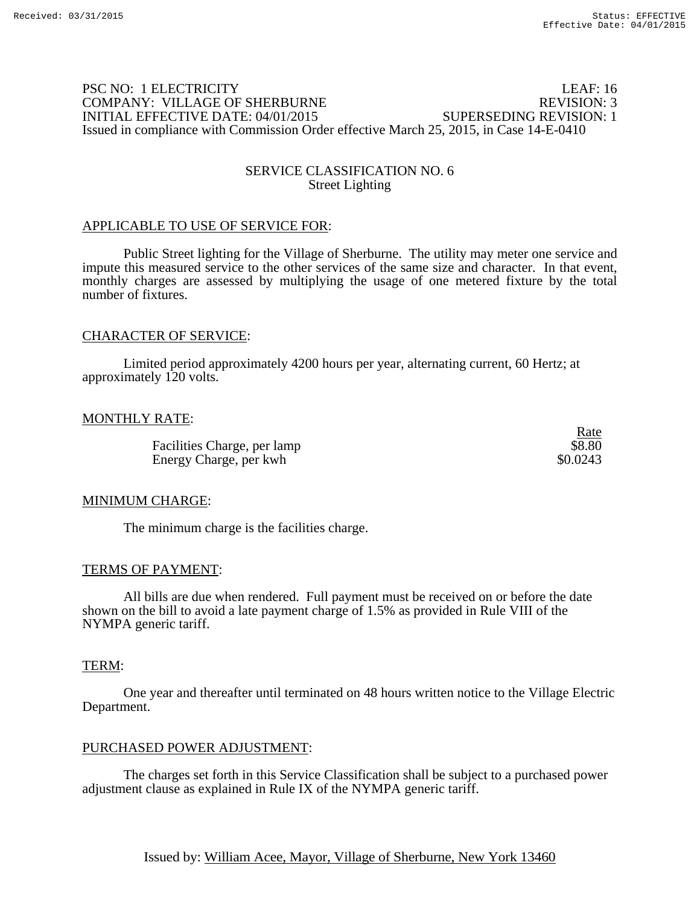PSC NO: 1 ELECTRICITY LEAF: 16
COMPANY: VILLAGE OF SHERBURNE REVISION: 3
INITIAL EFFECTIVE DATE: 04/01/2015 SUPERSEDING REVISION: 1
Issued in compliance with Commission Order effective March 25, 2015, in Case 14-E-0410

# SERVICE CLASSIFICATION NO. 6
## Street Lighting

### APPLICABLE TO USE OF SERVICE FOR:

Public Street lighting for the Village of Sherburne. The utility may meter one service and impute this measured service to the other services of the same size and character. In that event, monthly charges are assessed by multiplying the usage of one metered fixture by the total number of fixtures.

### CHARACTER OF SERVICE:

Limited period approximately 4200 hours per year, alternating current, 60 Hertz; at approximately 120 volts.

### MONTHLY RATE:

| | Rate |
|---|---|
| Facilities Charge, per lamp | $8.80 |
| Energy Charge, per kwh | $0.0243 |

### MINIMUM CHARGE:

The minimum charge is the facilities charge.

### TERMS OF PAYMENT:

All bills are due when rendered. Full payment must be received on or before the date shown on the bill to avoid a late payment charge of 1.5% as provided in Rule VIII of the NYMPA generic tariff.

### TERM:

One year and thereafter until terminated on 48 hours written notice to the Village Electric Department.

### PURCHASED POWER ADJUSTMENT:

The charges set forth in this Service Classification shall be subject to a purchased power adjustment clause as explained in Rule IX of the NYMPA generic tariff.

Issued by: William Acee, Mayor, Village of Sherburne, New York 13460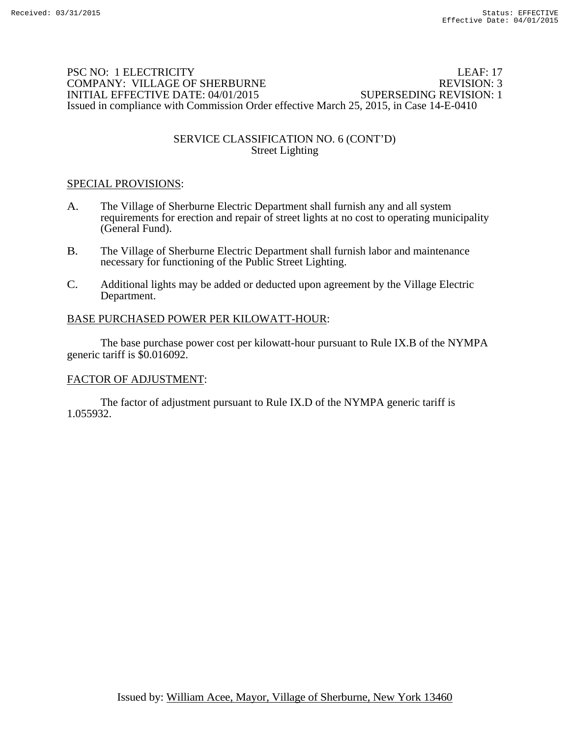PSC NO: 1 ELECTRICITY LEAF: 17
COMPANY: VILLAGE OF SHERBURNE REVISION: 3
INITIAL EFFECTIVE DATE: 04/01/2015 SUPERSEDING REVISION: 1
Issued in compliance with Commission Order effective March 25, 2015, in Case 14-E-0410

## SERVICE CLASSIFICATION NO. 6 (CONT'D)
### Street Lighting

SPECIAL PROVISIONS:

A. The Village of Sherburne Electric Department shall furnish any and all system requirements for erection and repair of street lights at no cost to operating municipality (General Fund).

B. The Village of Sherburne Electric Department shall furnish labor and maintenance necessary for functioning of the Public Street Lighting.

C. Additional lights may be added or deducted upon agreement by the Village Electric Department.

BASE PURCHASED POWER PER KILOWATT-HOUR:

The base purchase power cost per kilowatt-hour pursuant to Rule IX.B of the NYMPA generic tariff is $0.016092.

FACTOR OF ADJUSTMENT:

The factor of adjustment pursuant to Rule IX.D of the NYMPA generic tariff is 1.055932.

Issued by: William Acee, Mayor, Village of Sherburne, New York 13460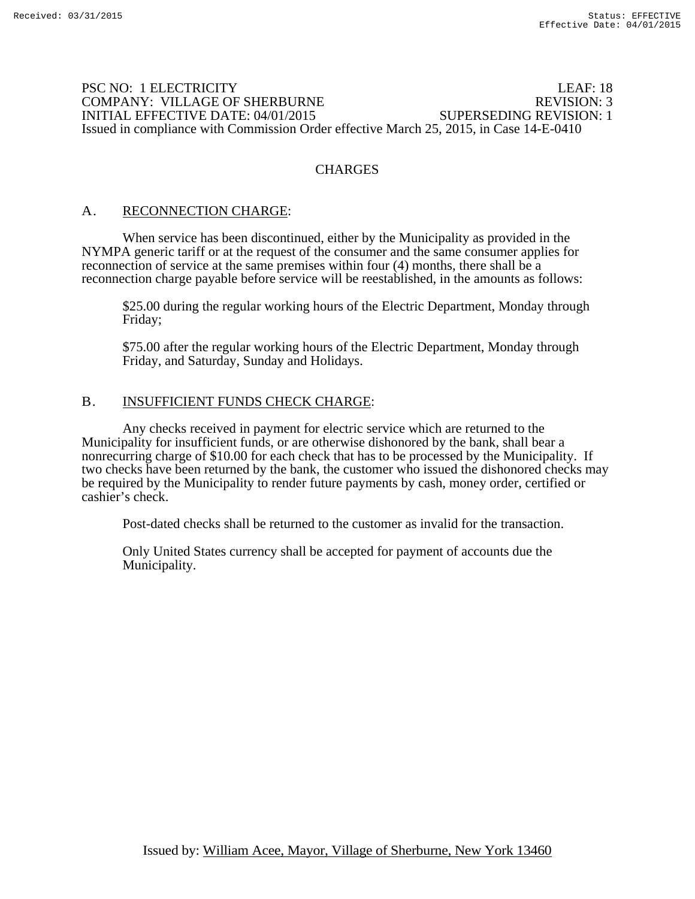PSC NO: 1 ELECTRICITY LEAF: 18
COMPANY: VILLAGE OF SHERBURNE REVISION: 3
INITIAL EFFECTIVE DATE: 04/01/2015 SUPERSEDING REVISION: 1
Issued in compliance with Commission Order effective March 25, 2015, in Case 14-E-0410

# CHARGES

## A. RECONNECTION CHARGE:

When service has been discontinued, either by the Municipality as provided in the NYMPA generic tariff or at the request of the consumer and the same consumer applies for reconnection of service at the same premises within four (4) months, there shall be a reconnection charge payable before service will be reestablished, in the amounts as follows:

$25.00 during the regular working hours of the Electric Department, Monday through Friday;

$75.00 after the regular working hours of the Electric Department, Monday through Friday, and Saturday, Sunday and Holidays.

## B. INSUFFICIENT FUNDS CHECK CHARGE:

Any checks received in payment for electric service which are returned to the Municipality for insufficient funds, or are otherwise dishonored by the bank, shall bear a nonrecurring charge of $10.00 for each check that has to be processed by the Municipality. If two checks have been returned by the bank, the customer who issued the dishonored checks may be required by the Municipality to render future payments by cash, money order, certified or cashier's check.

Post-dated checks shall be returned to the customer as invalid for the transaction.

Only United States currency shall be accepted for payment of accounts due the Municipality.

Issued by: William Acee, Mayor, Village of Sherburne, New York 13460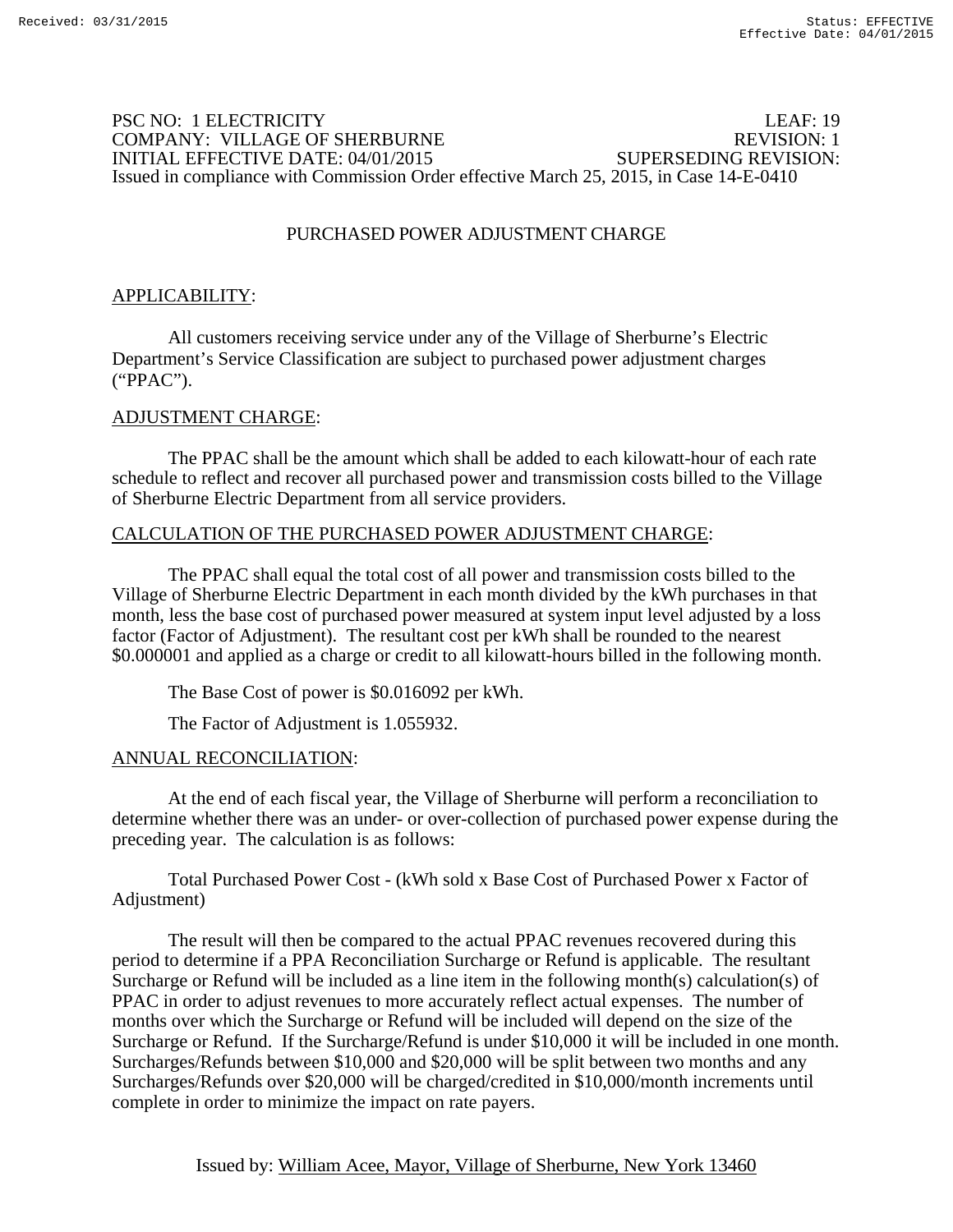PSC NO: 1 ELECTRICITY LEAF: 19
COMPANY: VILLAGE OF SHERBURNE REVISION: 1
INITIAL EFFECTIVE DATE: 04/01/2015 SUPERSEDING REVISION:
Issued in compliance with Commission Order effective March 25, 2015, in Case 14-E-0410

## PURCHASED POWER ADJUSTMENT CHARGE

APPLICABILITY:

All customers receiving service under any of the Village of Sherburne's Electric Department's Service Classification are subject to purchased power adjustment charges ("PPAC").

ADJUSTMENT CHARGE:

The PPAC shall be the amount which shall be added to each kilowatt-hour of each rate schedule to reflect and recover all purchased power and transmission costs billed to the Village of Sherburne Electric Department from all service providers.

CALCULATION OF THE PURCHASED POWER ADJUSTMENT CHARGE:

The PPAC shall equal the total cost of all power and transmission costs billed to the Village of Sherburne Electric Department in each month divided by the kWh purchases in that month, less the base cost of purchased power measured at system input level adjusted by a loss factor (Factor of Adjustment). The resultant cost per kWh shall be rounded to the nearest $0.000001 and applied as a charge or credit to all kilowatt-hours billed in the following month.

The Base Cost of power is $0.016092 per kWh.

The Factor of Adjustment is 1.055932.

ANNUAL RECONCILIATION:

At the end of each fiscal year, the Village of Sherburne will perform a reconciliation to determine whether there was an under- or over-collection of purchased power expense during the preceding year. The calculation is as follows:

Total Purchased Power Cost - (kWh sold x Base Cost of Purchased Power x Factor of Adjustment)

The result will then be compared to the actual PPAC revenues recovered during this period to determine if a PPA Reconciliation Surcharge or Refund is applicable. The resultant Surcharge or Refund will be included as a line item in the following month(s) calculation(s) of PPAC in order to adjust revenues to more accurately reflect actual expenses. The number of months over which the Surcharge or Refund will be included will depend on the size of the Surcharge or Refund. If the Surcharge/Refund is under $10,000 it will be included in one month. Surcharges/Refunds between $10,000 and $20,000 will be split between two months and any Surcharges/Refunds over $20,000 will be charged/credited in $10,000/month increments until complete in order to minimize the impact on rate payers.

Issued by: William Acee, Mayor, Village of Sherburne, New York 13460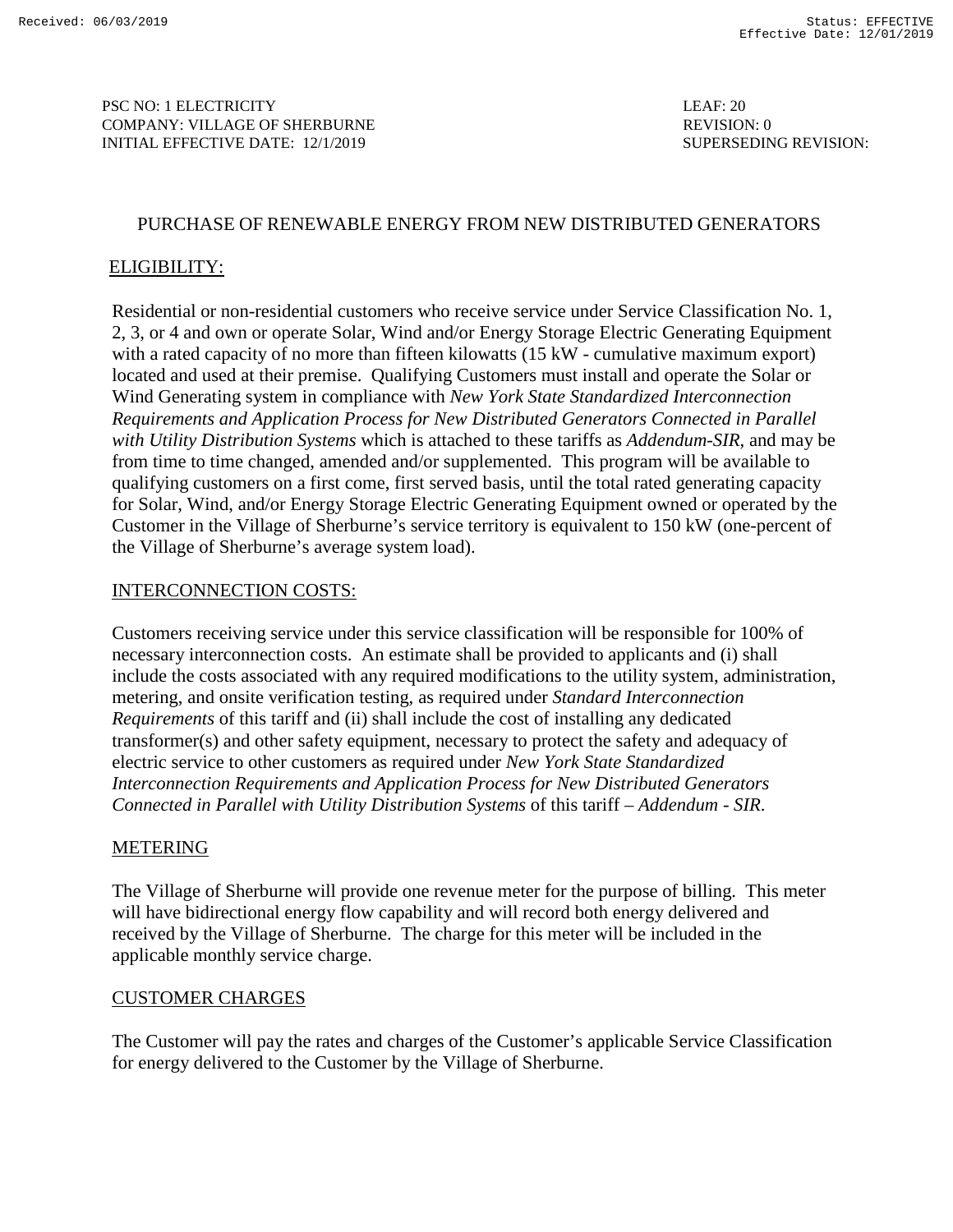PSC NO: 1 ELECTRICITY
COMPANY: VILLAGE OF SHERBURNE
INITIAL EFFECTIVE DATE: 12/1/2019

LEAF: 20
REVISION: 0
SUPERSEDING REVISION:

## PURCHASE OF RENEWABLE ENERGY FROM NEW DISTRIBUTED GENERATORS

### ELIGIBILITY:

Residential or non-residential customers who receive service under Service Classification No. 1, 2, 3, or 4 and own or operate Solar, Wind and/or Energy Storage Electric Generating Equipment with a rated capacity of no more than fifteen kilowatts (15 kW - cumulative maximum export) located and used at their premise. Qualifying Customers must install and operate the Solar or Wind Generating system in compliance with *New York State Standardized Interconnection Requirements and Application Process for New Distributed Generators Connected in Parallel with Utility Distribution Systems* which is attached to these tariffs as *Addendum-SIR*, and may be from time to time changed, amended and/or supplemented. This program will be available to qualifying customers on a first come, first served basis, until the total rated generating capacity for Solar, Wind, and/or Energy Storage Electric Generating Equipment owned or operated by the Customer in the Village of Sherburne's service territory is equivalent to 150 kW (one-percent of the Village of Sherburne's average system load).

### INTERCONNECTION COSTS:

Customers receiving service under this service classification will be responsible for 100% of necessary interconnection costs. An estimate shall be provided to applicants and (i) shall include the costs associated with any required modifications to the utility system, administration, metering, and onsite verification testing, as required under *Standard Interconnection Requirements* of this tariff and (ii) shall include the cost of installing any dedicated transformer(s) and other safety equipment, necessary to protect the safety and adequacy of electric service to other customers as required under *New York State Standardized Interconnection Requirements and Application Process for New Distributed Generators Connected in Parallel with Utility Distribution Systems* of this tariff – *Addendum - SIR.*

### METERING

The Village of Sherburne will provide one revenue meter for the purpose of billing. This meter will have bidirectional energy flow capability and will record both energy delivered and received by the Village of Sherburne. The charge for this meter will be included in the applicable monthly service charge.

### CUSTOMER CHARGES

The Customer will pay the rates and charges of the Customer's applicable Service Classification for energy delivered to the Customer by the Village of Sherburne.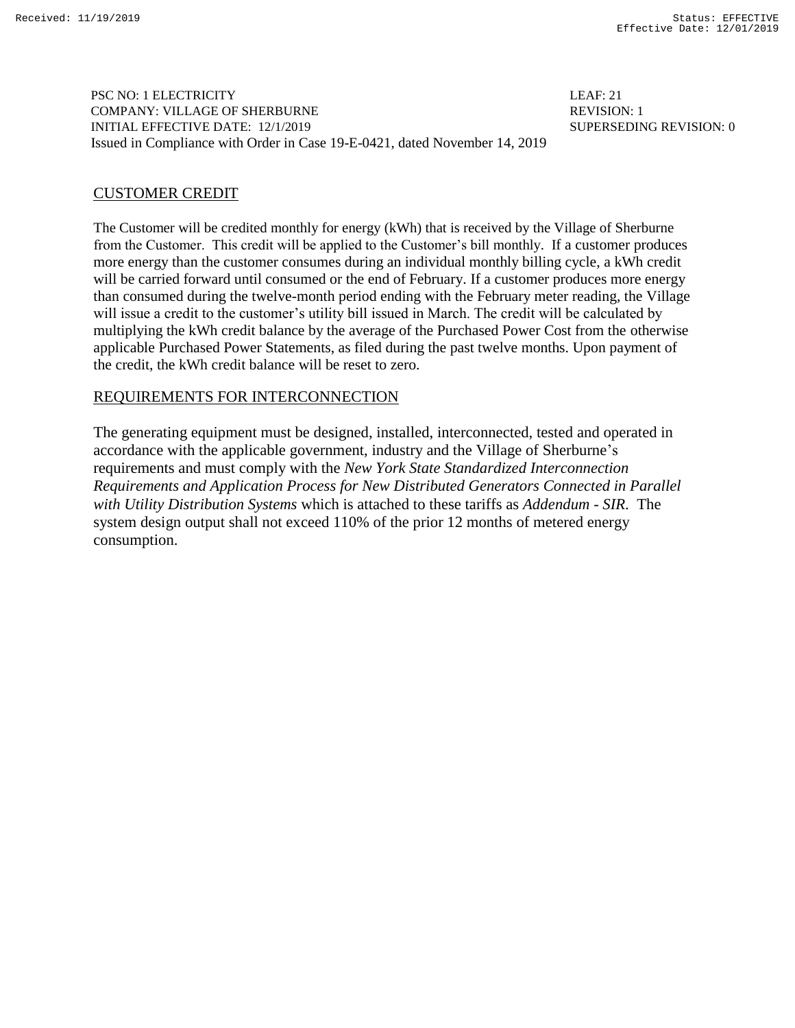PSC NO: 1 ELECTRICITY LEAF: 21
COMPANY: VILLAGE OF SHERBURNE REVISION: 1
INITIAL EFFECTIVE DATE: 12/1/2019 SUPERSEDING REVISION: 0
Issued in Compliance with Order in Case 19-E-0421, dated November 14, 2019

## CUSTOMER CREDIT

The Customer will be credited monthly for energy (kWh) that is received by the Village of Sherburne from the Customer. This credit will be applied to the Customer's bill monthly. If a customer produces more energy than the customer consumes during an individual monthly billing cycle, a kWh credit will be carried forward until consumed or the end of February. If a customer produces more energy than consumed during the twelve-month period ending with the February meter reading, the Village will issue a credit to the customer's utility bill issued in March. The credit will be calculated by multiplying the kWh credit balance by the average of the Purchased Power Cost from the otherwise applicable Purchased Power Statements, as filed during the past twelve months. Upon payment of the credit, the kWh credit balance will be reset to zero.

## REQUIREMENTS FOR INTERCONNECTION

The generating equipment must be designed, installed, interconnected, tested and operated in accordance with the applicable government, industry and the Village of Sherburne's requirements and must comply with the *New York State Standardized Interconnection Requirements and Application Process for New Distributed Generators Connected in Parallel with Utility Distribution Systems* which is attached to these tariffs as *Addendum - SIR*. The system design output shall not exceed 110% of the prior 12 months of metered energy consumption.